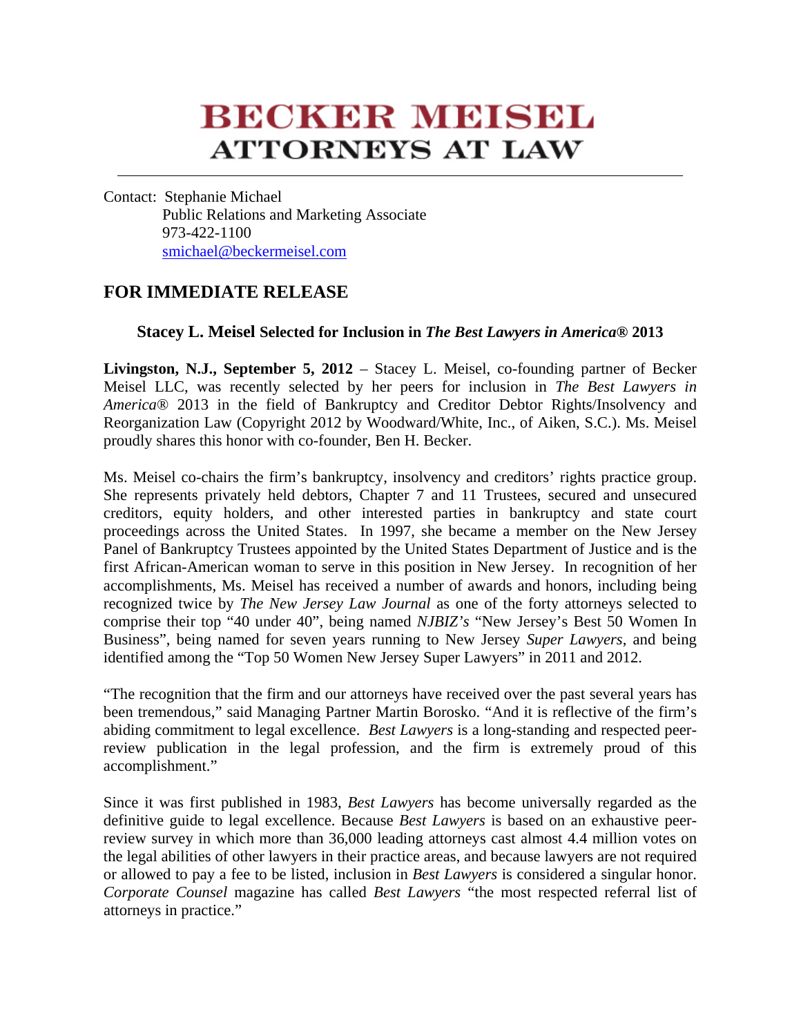# BECKER MEISEL
## ATTORNEYS AT LAW

---

Contact: Stephanie Michael
Public Relations and Marketing Associate
973-422-1100
smichael@beckermeisel.com

## FOR IMMEDIATE RELEASE

### Stacey L. Meisel Selected for Inclusion in *The Best Lawyers in America®* 2013

**Livingston, N.J., September 5, 2012** – Stacey L. Meisel, co-founding partner of Becker Meisel LLC, was recently selected by her peers for inclusion in *The Best Lawyers in America®* 2013 in the field of Bankruptcy and Creditor Debtor Rights/Insolvency and Reorganization Law (Copyright 2012 by Woodward/White, Inc., of Aiken, S.C.). Ms. Meisel proudly shares this honor with co-founder, Ben H. Becker.

Ms. Meisel co-chairs the firm's bankruptcy, insolvency and creditors' rights practice group. She represents privately held debtors, Chapter 7 and 11 Trustees, secured and unsecured creditors, equity holders, and other interested parties in bankruptcy and state court proceedings across the United States. In 1997, she became a member on the New Jersey Panel of Bankruptcy Trustees appointed by the United States Department of Justice and is the first African-American woman to serve in this position in New Jersey. In recognition of her accomplishments, Ms. Meisel has received a number of awards and honors, including being recognized twice by *The New Jersey Law Journal* as one of the forty attorneys selected to comprise their top "40 under 40", being named *NJBIZ's* "New Jersey's Best 50 Women In Business", being named for seven years running to New Jersey *Super Lawyers*, and being identified among the "Top 50 Women New Jersey Super Lawyers" in 2011 and 2012.

"The recognition that the firm and our attorneys have received over the past several years has been tremendous," said Managing Partner Martin Borosko. "And it is reflective of the firm's abiding commitment to legal excellence. *Best Lawyers* is a long-standing and respected peer-review publication in the legal profession, and the firm is extremely proud of this accomplishment."

Since it was first published in 1983, *Best Lawyers* has become universally regarded as the definitive guide to legal excellence. Because *Best Lawyers* is based on an exhaustive peer-review survey in which more than 36,000 leading attorneys cast almost 4.4 million votes on the legal abilities of other lawyers in their practice areas, and because lawyers are not required or allowed to pay a fee to be listed, inclusion in *Best Lawyers* is considered a singular honor. *Corporate Counsel* magazine has called *Best Lawyers* "the most respected referral list of attorneys in practice."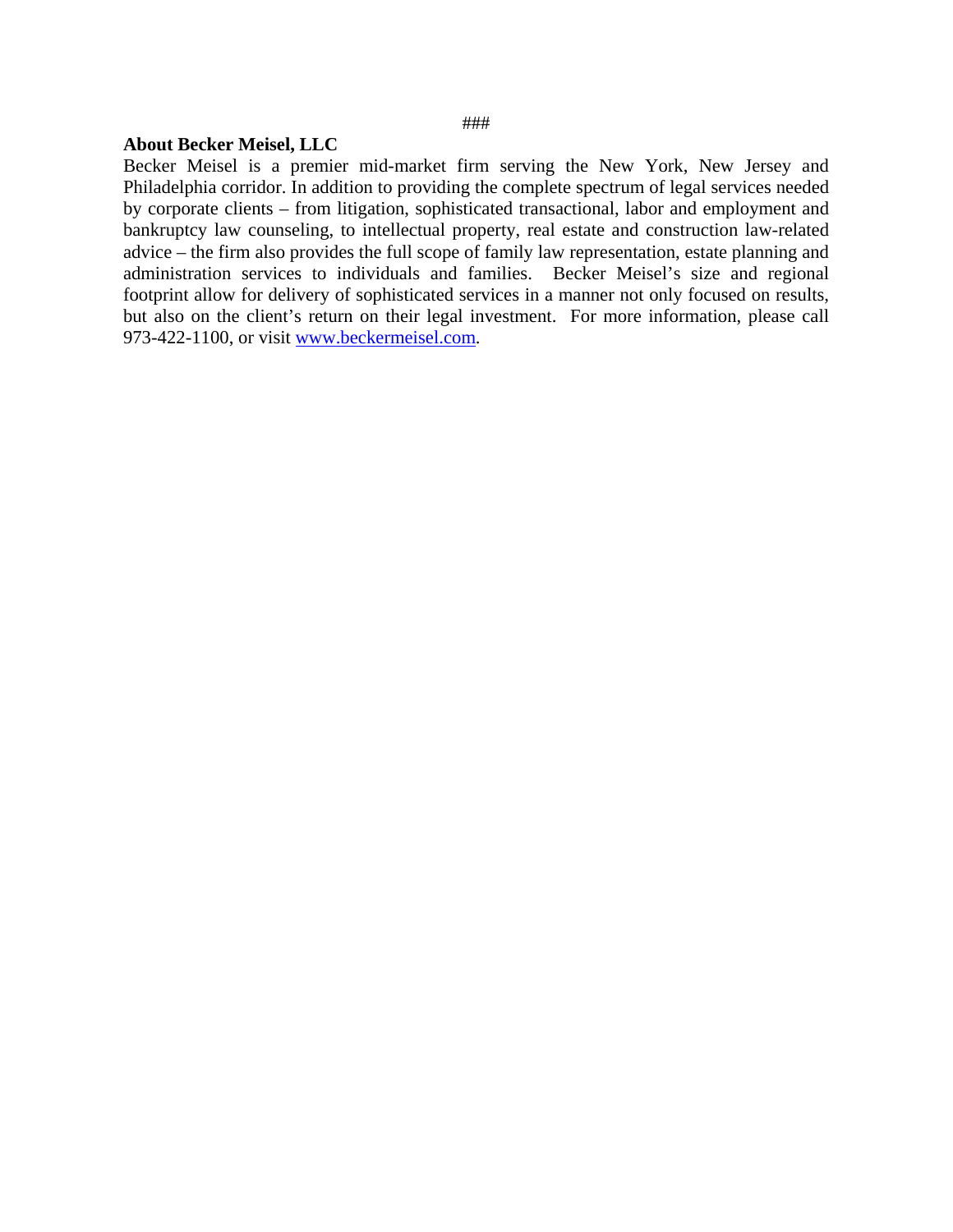###

**About Becker Meisel, LLC**

Becker Meisel is a premier mid-market firm serving the New York, New Jersey and Philadelphia corridor. In addition to providing the complete spectrum of legal services needed by corporate clients – from litigation, sophisticated transactional, labor and employment and bankruptcy law counseling, to intellectual property, real estate and construction law-related advice – the firm also provides the full scope of family law representation, estate planning and administration services to individuals and families. Becker Meisel's size and regional footprint allow for delivery of sophisticated services in a manner not only focused on results, but also on the client's return on their legal investment. For more information, please call 973-422-1100, or visit [www.beckermeisel.com](http://www.beckermeisel.com).